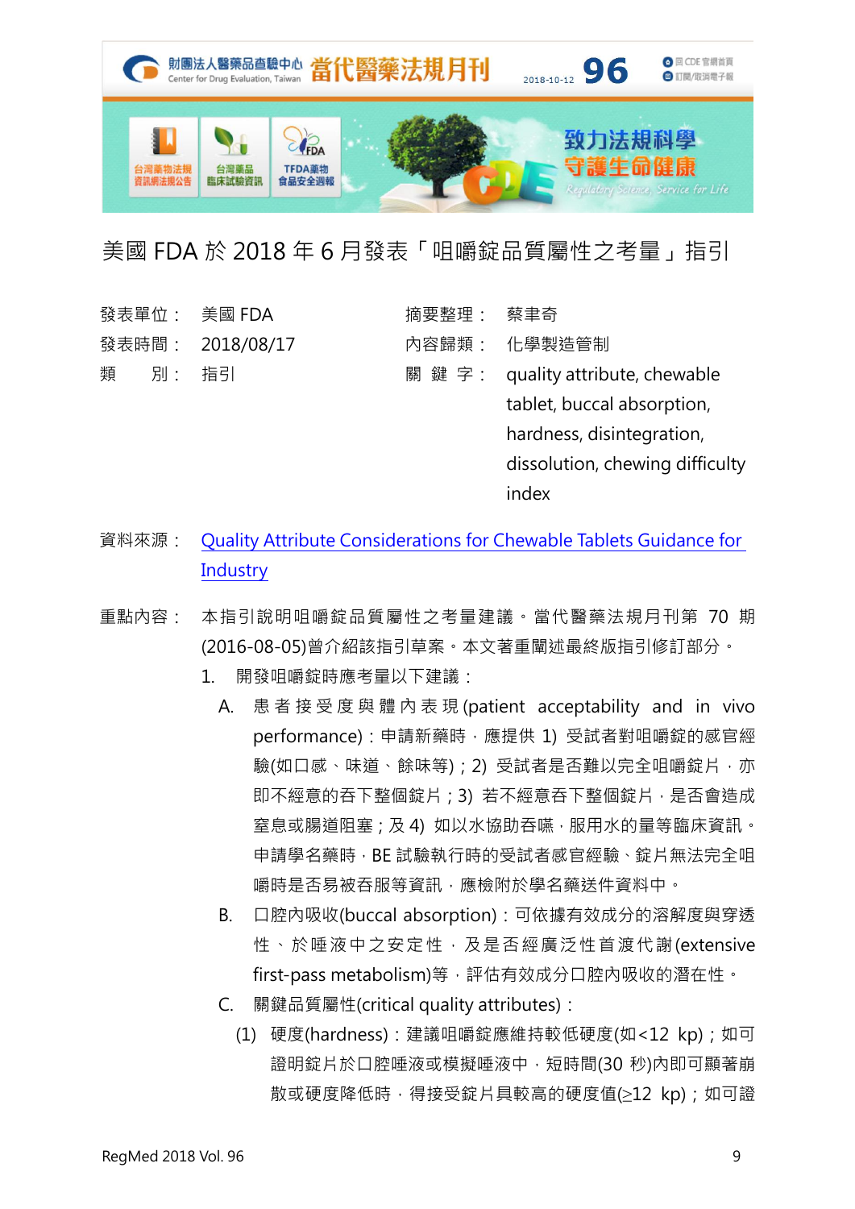# 美國 FDA 於 2018 年 6 月發表「咀嚼錠品質屬性之考量」指引

| | | | |
|---|---|---|---|
| 發表單位： | 美國 FDA | 摘要整理： | 蔡聿奇 |
| 發表時間： | 2018/08/17 | 內容歸類： | 化學製造管制 |
| 類　　別： | 指引 | 關 鍵 字： | quality attribute, chewable tablet, buccal absorption, hardness, disintegration, dissolution, chewing difficulty index |

資料來源： [Quality Attribute Considerations for Chewable Tablets Guidance for Industry]

重點內容： 本指引說明咀嚼錠品質屬性之考量建議。當代醫藥法規月刊第 70 期(2016-08-05)曾介紹該指引草案。本文著重闡述最終版指引修訂部分。

1. 開發咀嚼錠時應考量以下建議：

   A. 患者接受度與體內表現(patient acceptability and in vivo performance)：申請新藥時，應提供 1) 受試者對咀嚼錠的感官經驗(如口感、味道、餘味等)；2) 受試者是否難以完全咀嚼錠片，亦即不經意的吞下整個錠片；3) 若不經意吞下整個錠片，是否會造成窒息或腸道阻塞；及 4) 如以水協助吞嚥，服用水的量等臨床資訊。申請學名藥時，BE 試驗執行時的受試者感官經驗、錠片無法完全咀嚼時是否易被吞服等資訊，應檢附於學名藥送件資料中。

   B. 口腔內吸收(buccal absorption)：可依據有效成分的溶解度與穿透性、於唾液中之安定性，及是否經廣泛性首渡代謝(extensive first-pass metabolism)等，評估有效成分口腔內吸收的潛在性。

   C. 關鍵品質屬性(critical quality attributes)：

      (1) 硬度(hardness)：建議咀嚼錠應維持較低硬度(如<12 kp)；如可證明錠片於口腔唾液或模擬唾液中，短時間(30 秒)內即可顯著崩散或硬度降低時，得接受錠片具較高的硬度值(≥12 kp)；如可證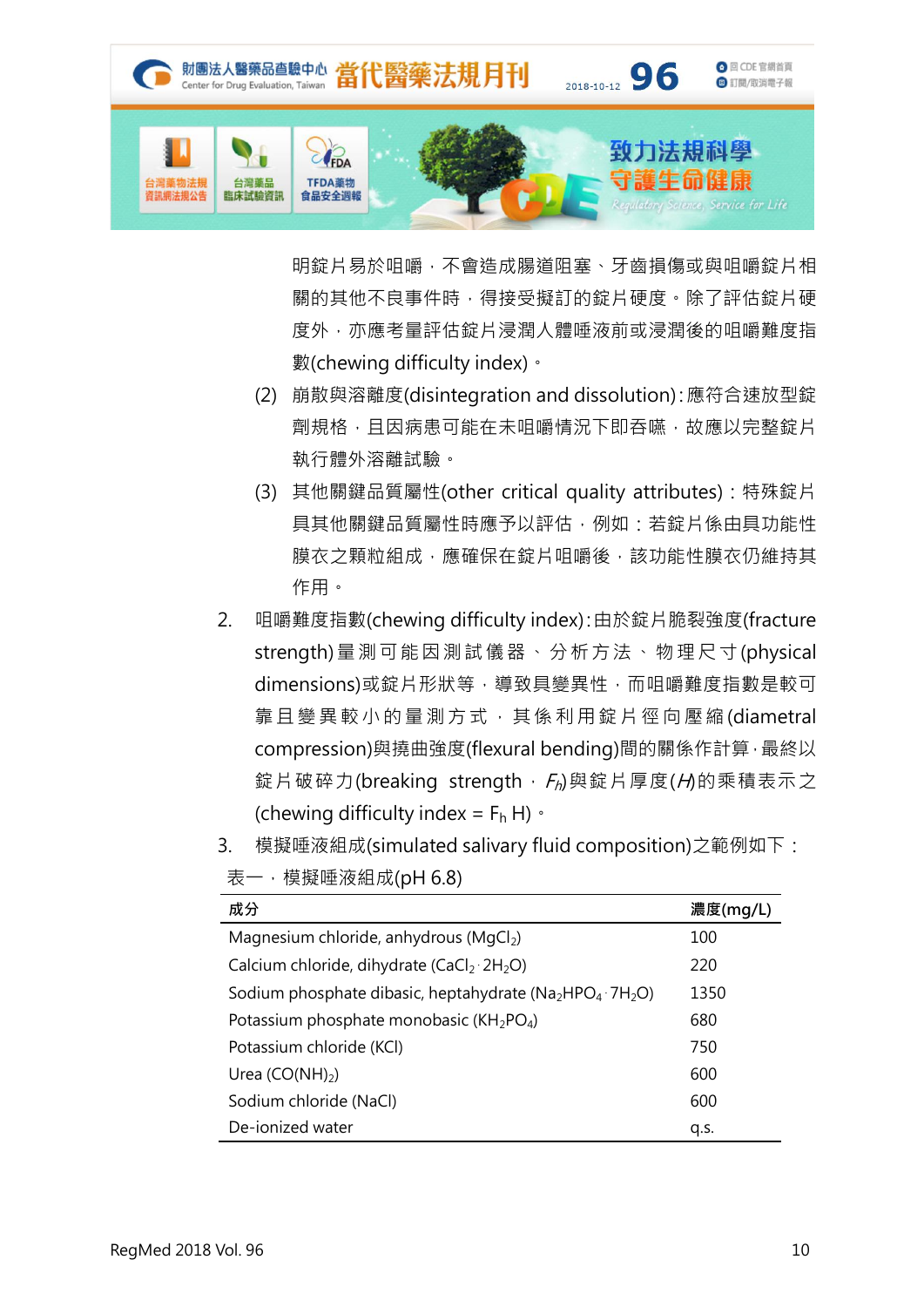明錠片易於咀嚼，不會造成腸道阻塞、牙齒損傷或與咀嚼錠片相關的其他不良事件時，得接受擬訂的錠片硬度。除了評估錠片硬度外，亦應考量評估錠片浸潤人體唾液前或浸潤後的咀嚼難度指數(chewing difficulty index)。

(2) 崩散與溶離度(disintegration and dissolution)：應符合速放型錠劑規格，且因病患可能在未咀嚼情況下即吞嚥，故應以完整錠片執行體外溶離試驗。

(3) 其他關鍵品質屬性(other critical quality attributes)：特殊錠片具其他關鍵品質屬性時應予以評估，例如：若錠片係由具功能性膜衣之顆粒組成，應確保在錠片咀嚼後，該功能性膜衣仍維持其作用。

2. 咀嚼難度指數(chewing difficulty index)：由於錠片脆裂強度(fracture strength)量測可能因測試儀器、分析方法、物理尺寸(physical dimensions)或錠片形狀等，導致具變異性，而咀嚼難度指數是較可靠且變異較小的量測方式，其係利用錠片徑向壓縮(diametral compression)與撓曲強度(flexural bending)間的關係作計算，最終以錠片破碎力(breaking strength，$F_h$)與錠片厚度($H$)的乘積表示之(chewing difficulty index = $F_h$ H)。

3. 模擬唾液組成(simulated salivary fluid composition)之範例如下：

表一，模擬唾液組成(pH 6.8)

| 成分 | 濃度(mg/L) |
|---|---|
| Magnesium chloride, anhydrous ($MgCl_2$) | 100 |
| Calcium chloride, dihydrate ($CaCl_2 \cdot 2H_2O$) | 220 |
| Sodium phosphate dibasic, heptahydrate ($Na_2HPO_4 \cdot 7H_2O$) | 1350 |
| Potassium phosphate monobasic ($KH_2PO_4$) | 680 |
| Potassium chloride (KCl) | 750 |
| Urea ($CO(NH)_2$) | 600 |
| Sodium chloride (NaCl) | 600 |
| De-ionized water | q.s. |